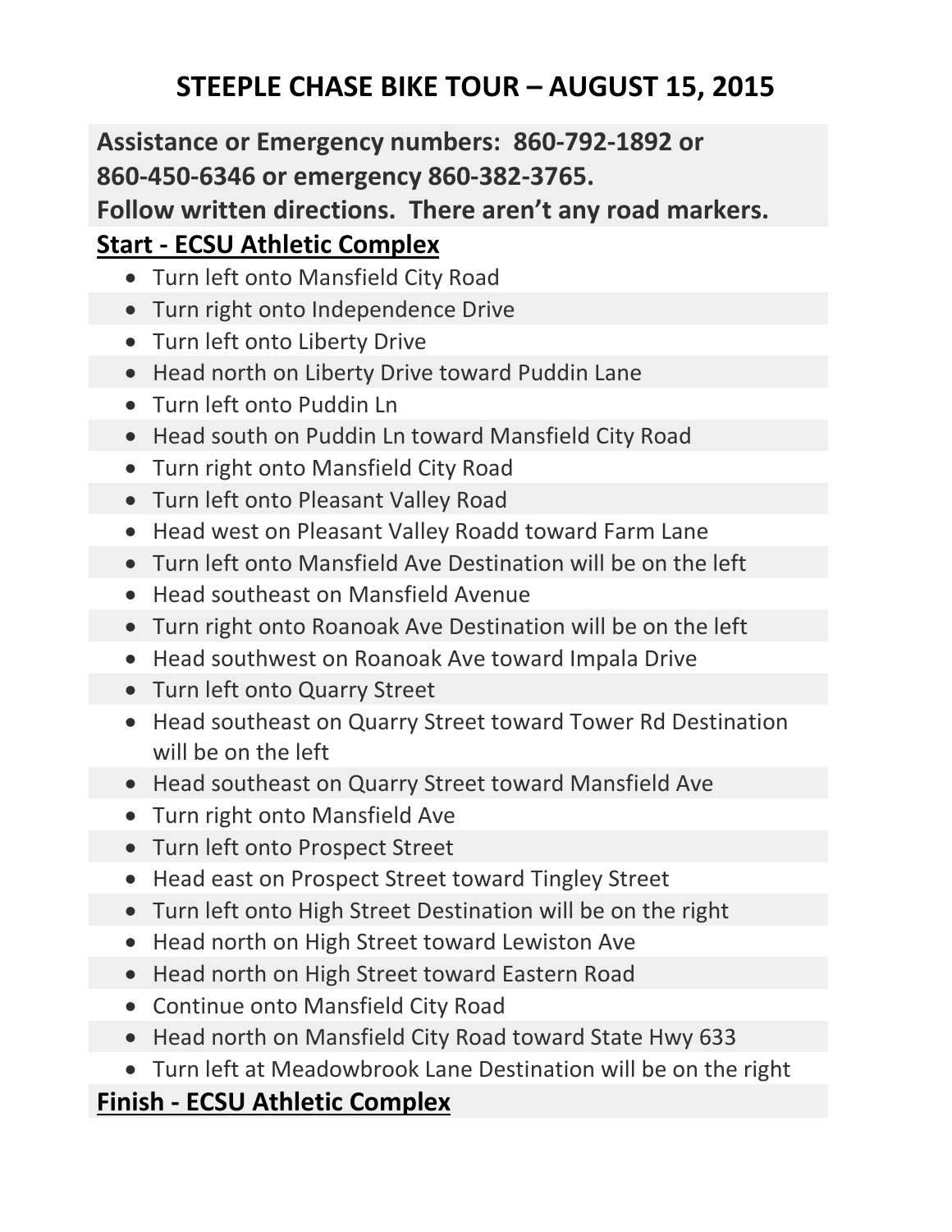# STEEPLE CHASE BIKE TOUR – AUGUST 15, 2015

**Assistance or Emergency numbers: 860-792-1892 or 860-450-6346 or emergency 860-382-3765.**
**Follow written directions. There aren't any road markers.**

## Start - ECSU Athletic Complex

- Turn left onto Mansfield City Road
- Turn right onto Independence Drive
- Turn left onto Liberty Drive
- Head north on Liberty Drive toward Puddin Lane
- Turn left onto Puddin Ln
- Head south on Puddin Ln toward Mansfield City Road
- Turn right onto Mansfield City Road
- Turn left onto Pleasant Valley Road
- Head west on Pleasant Valley Roadd toward Farm Lane
- Turn left onto Mansfield Ave Destination will be on the left
- Head southeast on Mansfield Avenue
- Turn right onto Roanoak Ave Destination will be on the left
- Head southwest on Roanoak Ave toward Impala Drive
- Turn left onto Quarry Street
- Head southeast on Quarry Street toward Tower Rd Destination will be on the left
- Head southeast on Quarry Street toward Mansfield Ave
- Turn right onto Mansfield Ave
- Turn left onto Prospect Street
- Head east on Prospect Street toward Tingley Street
- Turn left onto High Street Destination will be on the right
- Head north on High Street toward Lewiston Ave
- Head north on High Street toward Eastern Road
- Continue onto Mansfield City Road
- Head north on Mansfield City Road toward State Hwy 633
- Turn left at Meadowbrook Lane Destination will be on the right

## Finish - ECSU Athletic Complex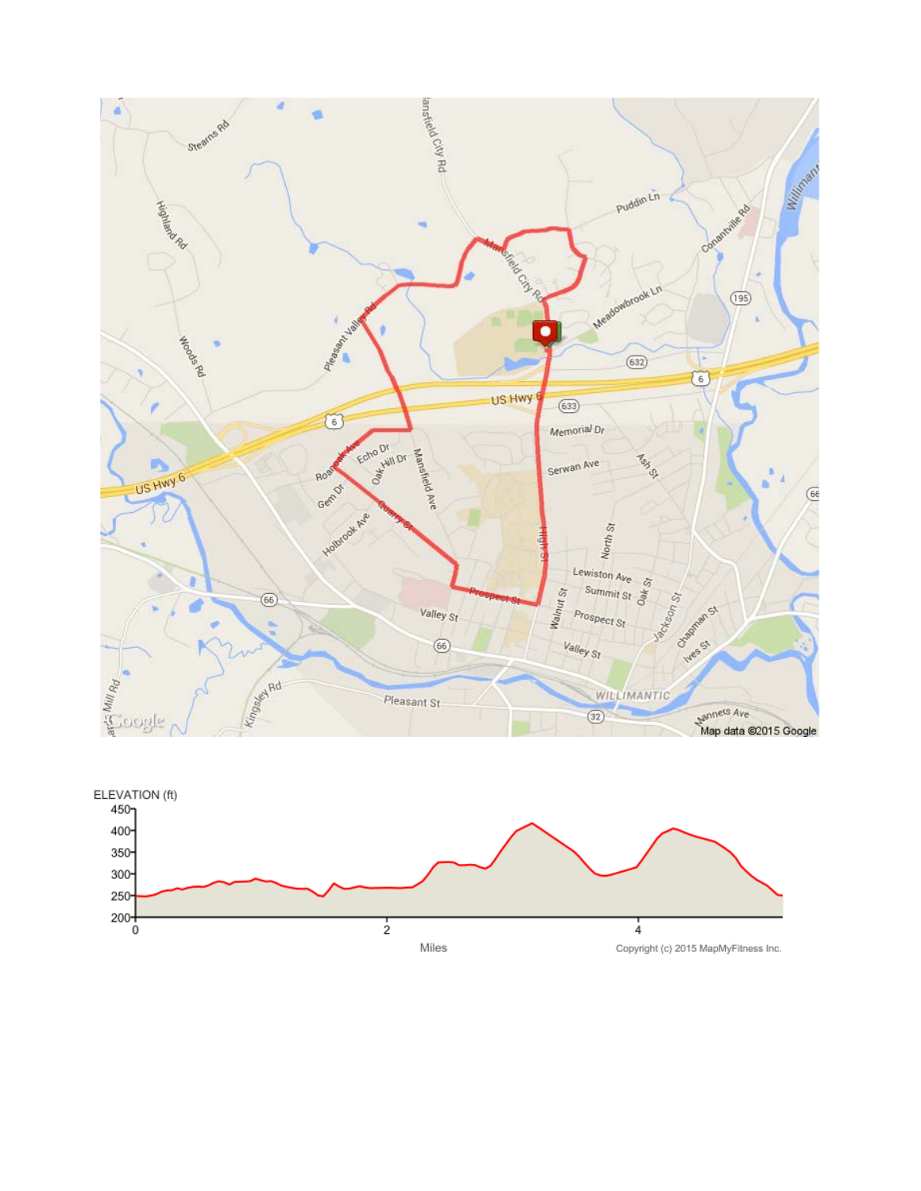ELEVATION (ft)

450
400
350
300
250
200

0
2
4

Miles

Copyright (c) 2015 MapMyFitness Inc.